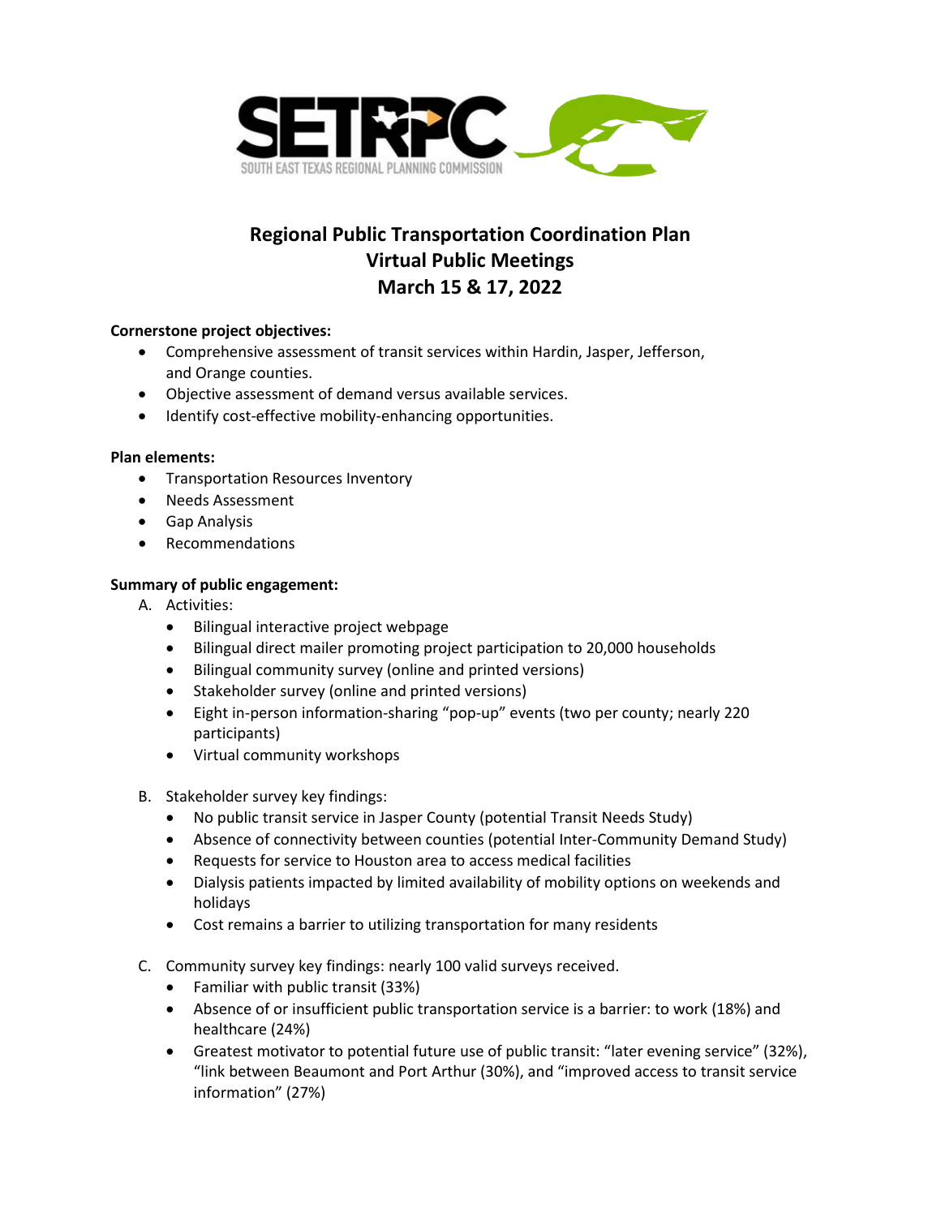SETRPC
SOUTH EAST TEXAS REGIONAL PLANNING COMMISSION

# Regional Public Transportation Coordination Plan
# Virtual Public Meetings
# March 15 & 17, 2022

**Cornerstone project objectives:**

- Comprehensive assessment of transit services within Hardin, Jasper, Jefferson, and Orange counties.
- Objective assessment of demand versus available services.
- Identify cost-effective mobility-enhancing opportunities.

**Plan elements:**

- Transportation Resources Inventory
- Needs Assessment
- Gap Analysis
- Recommendations

**Summary of public engagement:**

A. Activities:
   - Bilingual interactive project webpage
   - Bilingual direct mailer promoting project participation to 20,000 households
   - Bilingual community survey (online and printed versions)
   - Stakeholder survey (online and printed versions)
   - Eight in-person information-sharing "pop-up" events (two per county; nearly 220 participants)
   - Virtual community workshops

B. Stakeholder survey key findings:
   - No public transit service in Jasper County (potential Transit Needs Study)
   - Absence of connectivity between counties (potential Inter-Community Demand Study)
   - Requests for service to Houston area to access medical facilities
   - Dialysis patients impacted by limited availability of mobility options on weekends and holidays
   - Cost remains a barrier to utilizing transportation for many residents

C. Community survey key findings: nearly 100 valid surveys received.
   - Familiar with public transit (33%)
   - Absence of or insufficient public transportation service is a barrier: to work (18%) and healthcare (24%)
   - Greatest motivator to potential future use of public transit: "later evening service" (32%), "link between Beaumont and Port Arthur (30%), and "improved access to transit service information" (27%)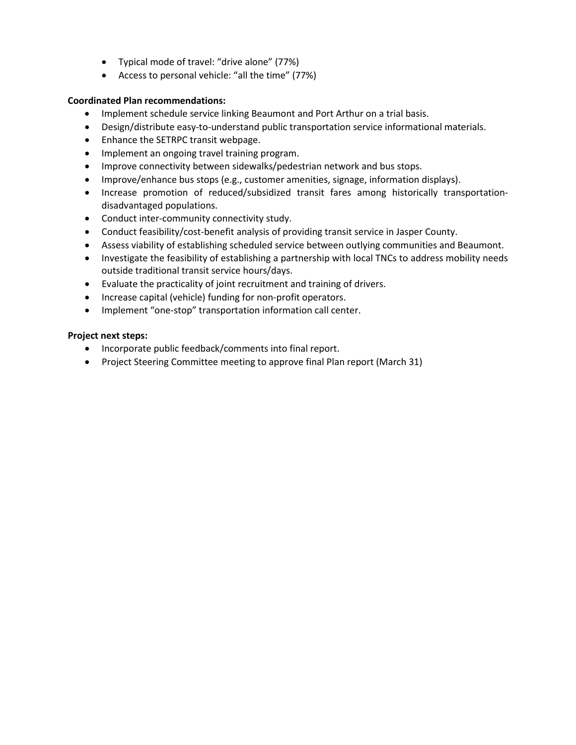- Typical mode of travel: "drive alone" (77%)
- Access to personal vehicle: "all the time" (77%)

**Coordinated Plan recommendations:**

- Implement schedule service linking Beaumont and Port Arthur on a trial basis.
- Design/distribute easy-to-understand public transportation service informational materials.
- Enhance the SETRPC transit webpage.
- Implement an ongoing travel training program.
- Improve connectivity between sidewalks/pedestrian network and bus stops.
- Improve/enhance bus stops (e.g., customer amenities, signage, information displays).
- Increase promotion of reduced/subsidized transit fares among historically transportation-disadvantaged populations.
- Conduct inter-community connectivity study.
- Conduct feasibility/cost-benefit analysis of providing transit service in Jasper County.
- Assess viability of establishing scheduled service between outlying communities and Beaumont.
- Investigate the feasibility of establishing a partnership with local TNCs to address mobility needs outside traditional transit service hours/days.
- Evaluate the practicality of joint recruitment and training of drivers.
- Increase capital (vehicle) funding for non-profit operators.
- Implement "one-stop" transportation information call center.

**Project next steps:**

- Incorporate public feedback/comments into final report.
- Project Steering Committee meeting to approve final Plan report (March 31)